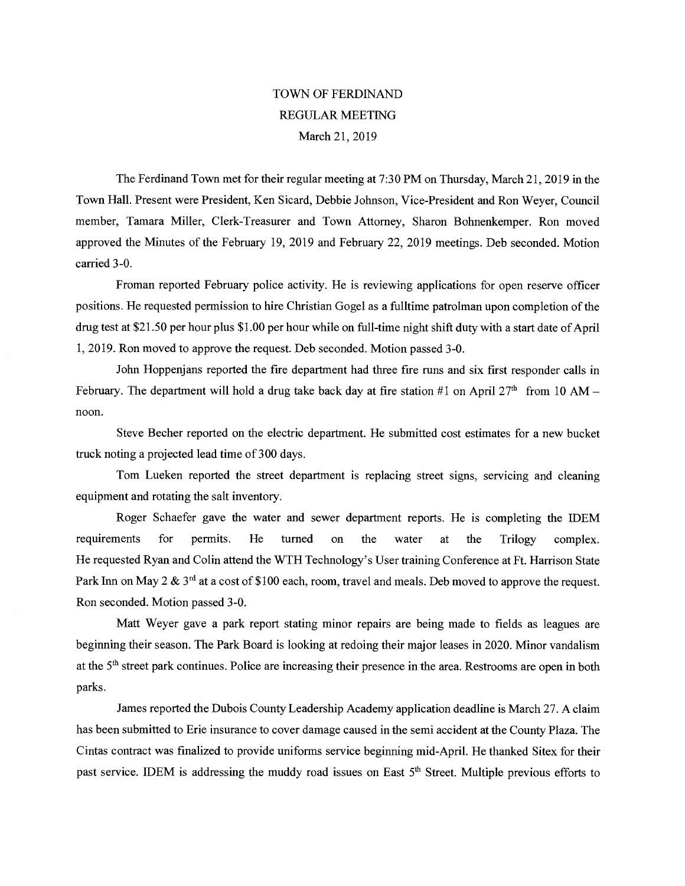# TOWN OF FERDINAND
## REGULAR MEETING
### March 21, 2019

The Ferdinand Town met for their regular meeting at 7:30 PM on Thursday, March 21, 2019 in the Town Hall. Present were President, Ken Sicard, Debbie Johnson, Vice-President and Ron Weyer, Council member, Tamara Miller, Clerk-Treasurer and Town Attorney, Sharon Bohnenkemper. Ron moved approved the Minutes of the February 19, 2019 and February 22, 2019 meetings. Deb seconded. Motion carried 3-0.

Froman reported February police activity. He is reviewing applications for open reserve officer positions. He requested permission to hire Christian Gogel as a fulltime patrolman upon completion of the drug test at $21.50 per hour plus $1.00 per hour while on full-time night shift duty with a start date of April 1, 2019. Ron moved to approve the request. Deb seconded. Motion passed 3-0.

John Hoppenjans reported the fire department had three fire runs and six first responder calls in February. The department will hold a drug take back day at fire station #1 on April 27th from 10 AM – noon.

Steve Becher reported on the electric department. He submitted cost estimates for a new bucket truck noting a projected lead time of 300 days.

Tom Lueken reported the street department is replacing street signs, servicing and cleaning equipment and rotating the salt inventory.

Roger Schaefer gave the water and sewer department reports. He is completing the IDEM requirements for permits. He turned on the water at the Trilogy complex. He requested Ryan and Colin attend the WTH Technology's User training Conference at Ft. Harrison State Park Inn on May 2 & 3rd at a cost of $100 each, room, travel and meals. Deb moved to approve the request. Ron seconded. Motion passed 3-0.

Matt Weyer gave a park report stating minor repairs are being made to fields as leagues are beginning their season. The Park Board is looking at redoing their major leases in 2020. Minor vandalism at the 5th street park continues. Police are increasing their presence in the area. Restrooms are open in both parks.

James reported the Dubois County Leadership Academy application deadline is March 27. A claim has been submitted to Erie insurance to cover damage caused in the semi accident at the County Plaza. The Cintas contract was finalized to provide uniforms service beginning mid-April. He thanked Sitex for their past service. IDEM is addressing the muddy road issues on East 5th Street. Multiple previous efforts to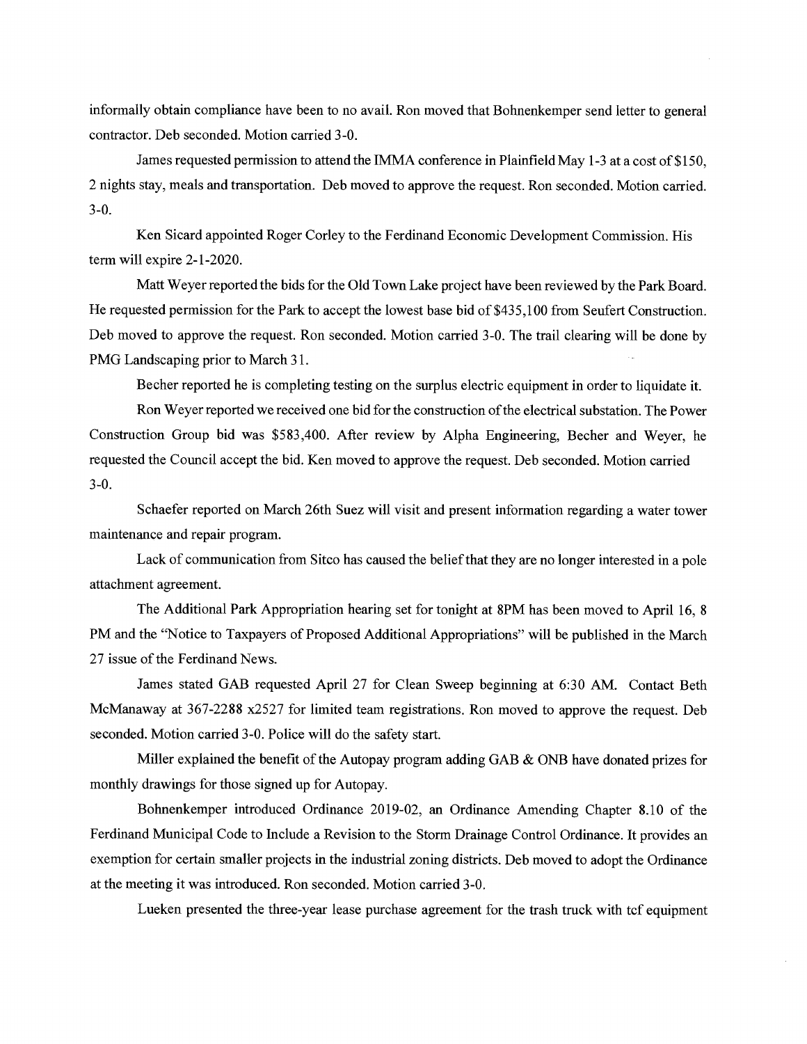informally obtain compliance have been to no avail. Ron moved that Bohnenkemper send letter to general contractor. Deb seconded. Motion carried 3-0.

James requested permission to attend the IMMA conference in Plainfield May 1-3 at a cost of $150, 2 nights stay, meals and transportation. Deb moved to approve the request. Ron seconded. Motion carried. 3-0.

Ken Sicard appointed Roger Corley to the Ferdinand Economic Development Commission. His term will expire 2-1-2020.

Matt Weyer reported the bids for the Old Town Lake project have been reviewed by the Park Board. He requested permission for the Park to accept the lowest base bid of $435,100 from Seufert Construction. Deb moved to approve the request. Ron seconded. Motion carried 3-0. The trail clearing will be done by PMG Landscaping prior to March 31.

Becher reported he is completing testing on the surplus electric equipment in order to liquidate it.

Ron Weyer reported we received one bid for the construction of the electrical substation. The Power Construction Group bid was $583,400. After review by Alpha Engineering, Becher and Weyer, he requested the Council accept the bid. Ken moved to approve the request. Deb seconded. Motion carried 3-0.

Schaefer reported on March 26th Suez will visit and present information regarding a water tower maintenance and repair program.

Lack of communication from Sitco has caused the belief that they are no longer interested in a pole attachment agreement.

The Additional Park Appropriation hearing set for tonight at 8PM has been moved to April 16, 8 PM and the "Notice to Taxpayers of Proposed Additional Appropriations" will be published in the March 27 issue of the Ferdinand News.

James stated GAB requested April 27 for Clean Sweep beginning at 6:30 AM. Contact Beth McManaway at 367-2288 x2527 for limited team registrations. Ron moved to approve the request. Deb seconded. Motion carried 3-0. Police will do the safety start.

Miller explained the benefit of the Autopay program adding GAB & ONB have donated prizes for monthly drawings for those signed up for Autopay.

Bohnenkemper introduced Ordinance 2019-02, an Ordinance Amending Chapter 8.10 of the Ferdinand Municipal Code to Include a Revision to the Storm Drainage Control Ordinance. It provides an exemption for certain smaller projects in the industrial zoning districts. Deb moved to adopt the Ordinance at the meeting it was introduced. Ron seconded. Motion carried 3-0.

Lueken presented the three-year lease purchase agreement for the trash truck with tcf equipment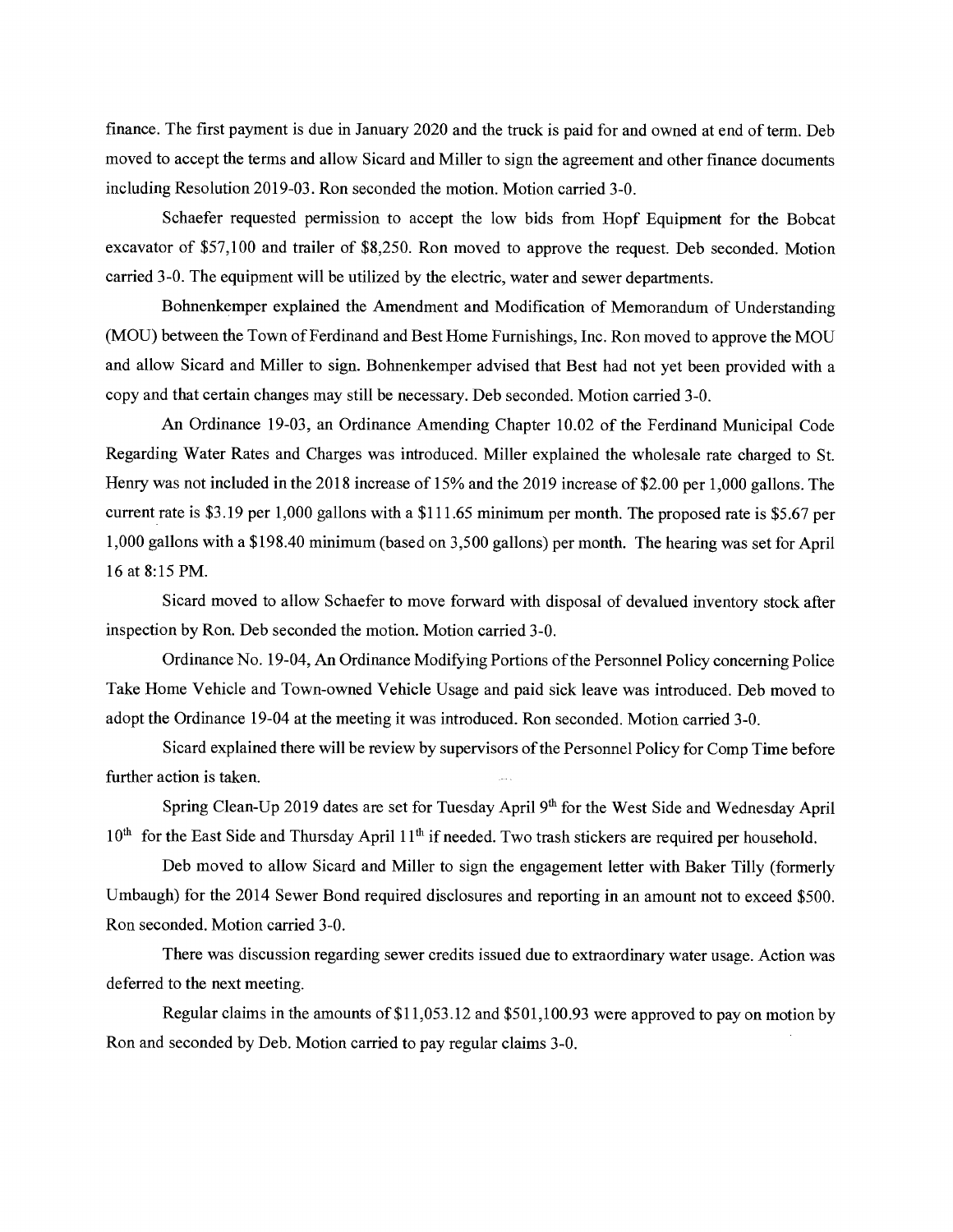finance. The first payment is due in January 2020 and the truck is paid for and owned at end of term. Deb moved to accept the terms and allow Sicard and Miller to sign the agreement and other finance documents including Resolution 2019-03. Ron seconded the motion. Motion carried 3-0.

Schaefer requested permission to accept the low bids from Hopf Equipment for the Bobcat excavator of $57,100 and trailer of $8,250. Ron moved to approve the request. Deb seconded. Motion carried 3-0. The equipment will be utilized by the electric, water and sewer departments.

Bohnenkemper explained the Amendment and Modification of Memorandum of Understanding (MOU) between the Town of Ferdinand and Best Home Furnishings, Inc. Ron moved to approve the MOU and allow Sicard and Miller to sign. Bohnenkemper advised that Best had not yet been provided with a copy and that certain changes may still be necessary. Deb seconded. Motion carried 3-0.

An Ordinance 19-03, an Ordinance Amending Chapter 10.02 of the Ferdinand Municipal Code Regarding Water Rates and Charges was introduced. Miller explained the wholesale rate charged to St. Henry was not included in the 2018 increase of 15% and the 2019 increase of $2.00 per 1,000 gallons. The current rate is $3.19 per 1,000 gallons with a $111.65 minimum per month. The proposed rate is $5.67 per 1,000 gallons with a $198.40 minimum (based on 3,500 gallons) per month. The hearing was set for April 16 at 8:15 PM.

Sicard moved to allow Schaefer to move forward with disposal of devalued inventory stock after inspection by Ron. Deb seconded the motion. Motion carried 3-0.

Ordinance No. 19-04, An Ordinance Modifying Portions of the Personnel Policy concerning Police Take Home Vehicle and Town-owned Vehicle Usage and paid sick leave was introduced. Deb moved to adopt the Ordinance 19-04 at the meeting it was introduced. Ron seconded. Motion carried 3-0.

Sicard explained there will be review by supervisors of the Personnel Policy for Comp Time before further action is taken.

Spring Clean-Up 2019 dates are set for Tuesday April 9th for the West Side and Wednesday April 10th for the East Side and Thursday April 11th if needed. Two trash stickers are required per household.

Deb moved to allow Sicard and Miller to sign the engagement letter with Baker Tilly (formerly Umbaugh) for the 2014 Sewer Bond required disclosures and reporting in an amount not to exceed $500. Ron seconded. Motion carried 3-0.

There was discussion regarding sewer credits issued due to extraordinary water usage. Action was deferred to the next meeting.

Regular claims in the amounts of $11,053.12 and $501,100.93 were approved to pay on motion by Ron and seconded by Deb. Motion carried to pay regular claims 3-0.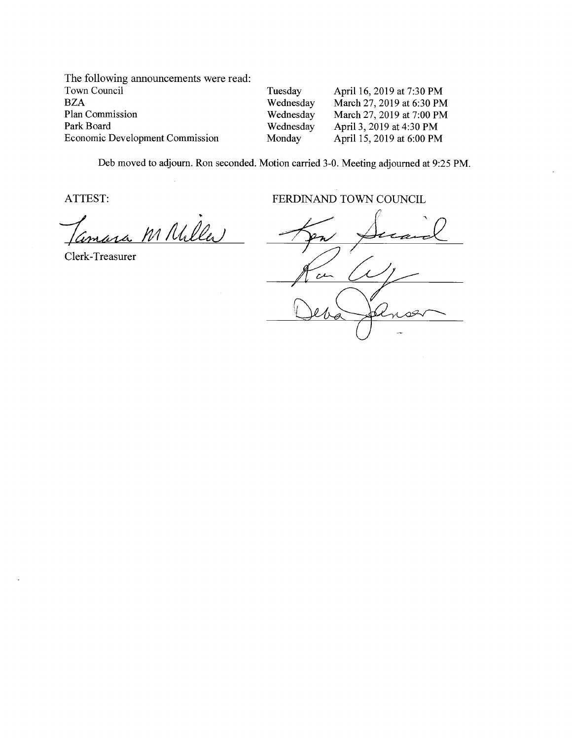The following announcements were read:

| | | |
|---|---|---|
| Town Council | Tuesday | April 16, 2019 at 7:30 PM |
| BZA | Wednesday | March 27, 2019 at 6:30 PM |
| Plan Commission | Wednesday | March 27, 2019 at 7:00 PM |
| Park Board | Wednesday | April 3, 2019 at 4:30 PM |
| Economic Development Commission | Monday | April 15, 2019 at 6:00 PM |

Deb moved to adjourn. Ron seconded. Motion carried 3-0. Meeting adjourned at 9:25 PM.

ATTEST:

Tamara M Miller

Clerk-Treasurer

FERDINAND TOWN COUNCIL

Ken Sicard

Ron Ay

Debra Johnson